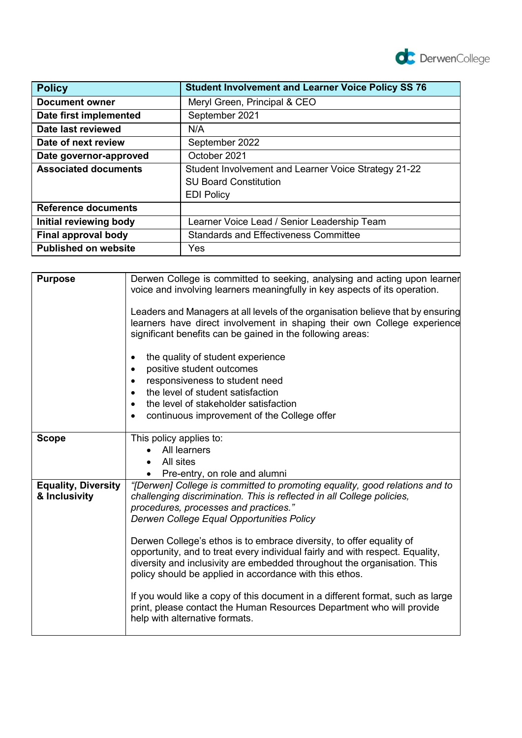| Policy | Student Involvement and Learner Voice Policy SS 76 |
|---|---|
| **Document owner** | Meryl Green, Principal & CEO |
| **Date first implemented** | September 2021 |
| **Date last reviewed** | N/A |
| **Date of next review** | September 2022 |
| **Date governor-approved** | October 2021 |
| **Associated documents** | Student Involvement and Learner Voice Strategy 21-22<br>SU Board Constitution<br>EDI Policy |
| **Reference documents** | |
| **Initial reviewing body** | Learner Voice Lead / Senior Leadership Team |
| **Final approval body** | Standards and Effectiveness Committee |
| **Published on website** | Yes |

| | |
|---|---|
| **Purpose** | Derwen College is committed to seeking, analysing and acting upon learner voice and involving learners meaningfully in key aspects of its operation.<br><br>Leaders and Managers at all levels of the organisation believe that by ensuring learners have direct involvement in shaping their own College experience significant benefits can be gained in the following areas:<br><br>• the quality of student experience<br>• positive student outcomes<br>• responsiveness to student need<br>• the level of student satisfaction<br>• the level of stakeholder satisfaction<br>• continuous improvement of the College offer |
| **Scope** | This policy applies to:<br>• All learners<br>• All sites<br>• Pre-entry, on role and alumni |
| **Equality, Diversity & Inclusivity** | *"[Derwen] College is committed to promoting equality, good relations and to challenging discrimination. This is reflected in all College policies, procedures, processes and practices."*<br>*Derwen College Equal Opportunities Policy*<br><br>Derwen College's ethos is to embrace diversity, to offer equality of opportunity, and to treat every individual fairly and with respect. Equality, diversity and inclusivity are embedded throughout the organisation. This policy should be applied in accordance with this ethos.<br><br>If you would like a copy of this document in a different format, such as large print, please contact the Human Resources Department who will provide help with alternative formats. |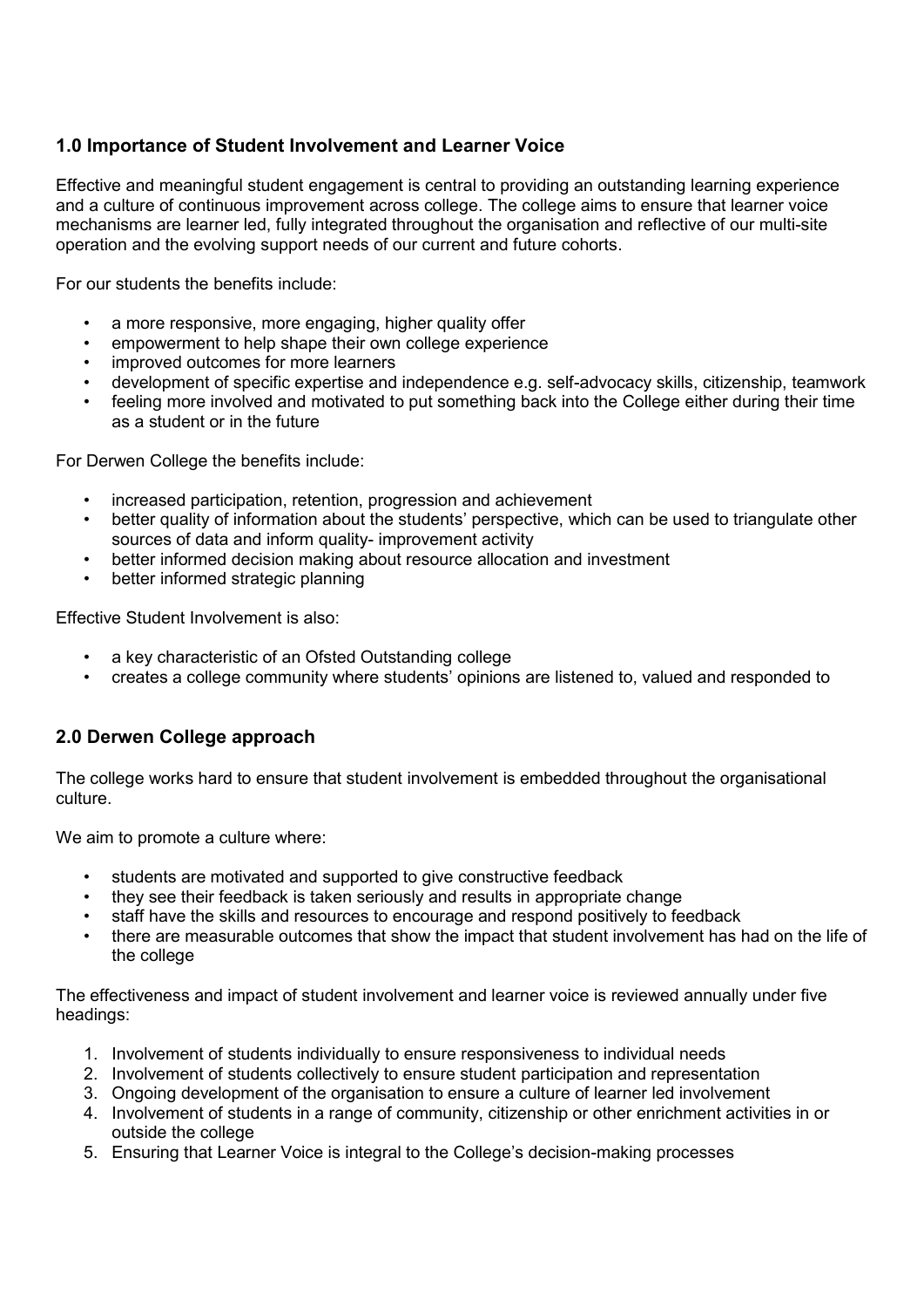## 1.0 Importance of Student Involvement and Learner Voice

Effective and meaningful student engagement is central to providing an outstanding learning experience and a culture of continuous improvement across college. The college aims to ensure that learner voice mechanisms are learner led, fully integrated throughout the organisation and reflective of our multi-site operation and the evolving support needs of our current and future cohorts.

For our students the benefits include:

- a more responsive, more engaging, higher quality offer
- empowerment to help shape their own college experience
- improved outcomes for more learners
- development of specific expertise and independence e.g. self-advocacy skills, citizenship, teamwork
- feeling more involved and motivated to put something back into the College either during their time as a student or in the future

For Derwen College the benefits include:

- increased participation, retention, progression and achievement
- better quality of information about the students' perspective, which can be used to triangulate other sources of data and inform quality- improvement activity
- better informed decision making about resource allocation and investment
- better informed strategic planning

Effective Student Involvement is also:

- a key characteristic of an Ofsted Outstanding college
- creates a college community where students' opinions are listened to, valued and responded to

## 2.0 Derwen College approach

The college works hard to ensure that student involvement is embedded throughout the organisational culture.

We aim to promote a culture where:

- students are motivated and supported to give constructive feedback
- they see their feedback is taken seriously and results in appropriate change
- staff have the skills and resources to encourage and respond positively to feedback
- there are measurable outcomes that show the impact that student involvement has had on the life of the college

The effectiveness and impact of student involvement and learner voice is reviewed annually under five headings:

1. Involvement of students individually to ensure responsiveness to individual needs
2. Involvement of students collectively to ensure student participation and representation
3. Ongoing development of the organisation to ensure a culture of learner led involvement
4. Involvement of students in a range of community, citizenship or other enrichment activities in or outside the college
5. Ensuring that Learner Voice is integral to the College's decision-making processes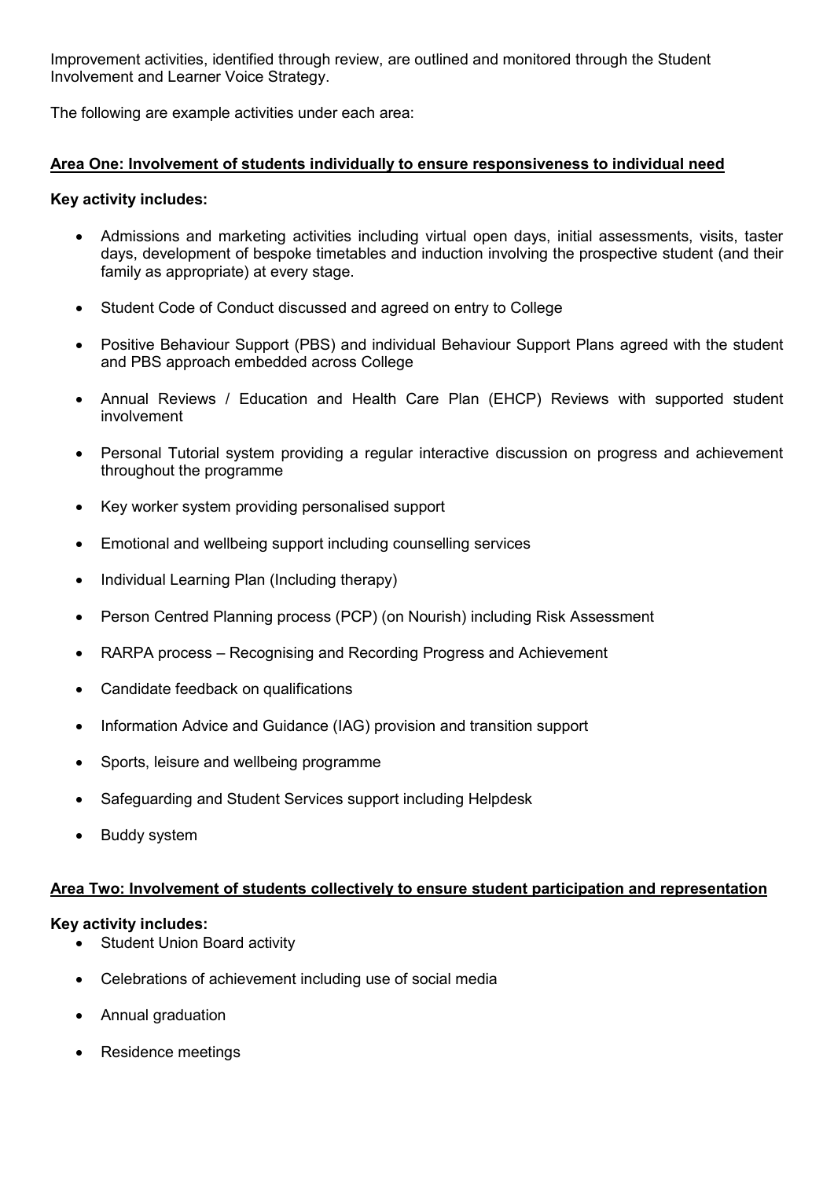Improvement activities, identified through review, are outlined and monitored through the Student Involvement and Learner Voice Strategy.

The following are example activities under each area:

**Area One: Involvement of students individually to ensure responsiveness to individual need**

**Key activity includes:**

- Admissions and marketing activities including virtual open days, initial assessments, visits, taster days, development of bespoke timetables and induction involving the prospective student (and their family as appropriate) at every stage.
- Student Code of Conduct discussed and agreed on entry to College
- Positive Behaviour Support (PBS) and individual Behaviour Support Plans agreed with the student and PBS approach embedded across College
- Annual Reviews / Education and Health Care Plan (EHCP) Reviews with supported student involvement
- Personal Tutorial system providing a regular interactive discussion on progress and achievement throughout the programme
- Key worker system providing personalised support
- Emotional and wellbeing support including counselling services
- Individual Learning Plan (Including therapy)
- Person Centred Planning process (PCP) (on Nourish) including Risk Assessment
- RARPA process – Recognising and Recording Progress and Achievement
- Candidate feedback on qualifications
- Information Advice and Guidance (IAG) provision and transition support
- Sports, leisure and wellbeing programme
- Safeguarding and Student Services support including Helpdesk
- Buddy system

**Area Two: Involvement of students collectively to ensure student participation and representation**

**Key activity includes:**

- Student Union Board activity
- Celebrations of achievement including use of social media
- Annual graduation
- Residence meetings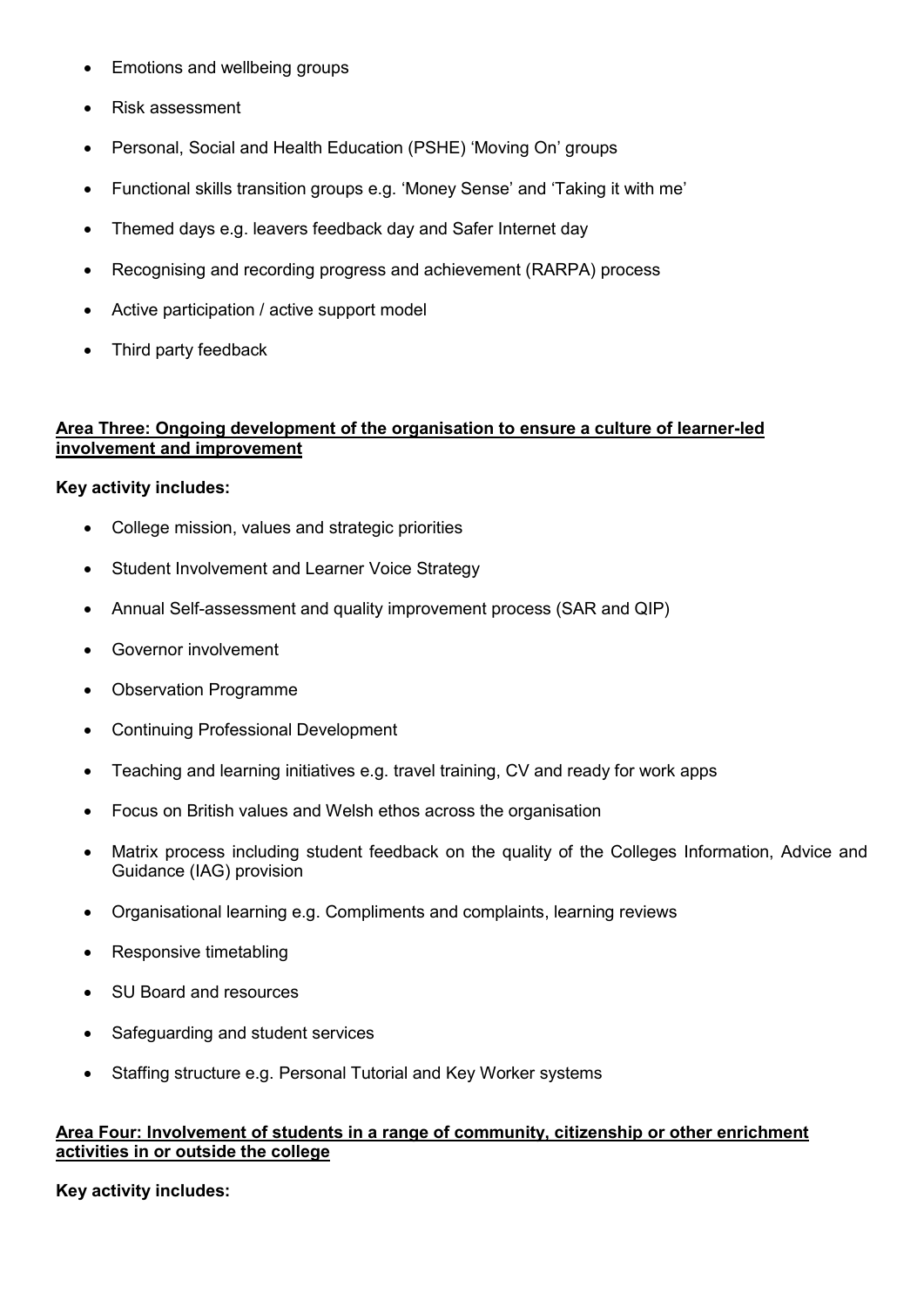- Emotions and wellbeing groups
- Risk assessment
- Personal, Social and Health Education (PSHE) 'Moving On' groups
- Functional skills transition groups e.g. 'Money Sense' and 'Taking it with me'
- Themed days e.g. leavers feedback day and Safer Internet day
- Recognising and recording progress and achievement (RARPA) process
- Active participation / active support model
- Third party feedback

**Area Three: Ongoing development of the organisation to ensure a culture of learner-led involvement and improvement**

**Key activity includes:**

- College mission, values and strategic priorities
- Student Involvement and Learner Voice Strategy
- Annual Self-assessment and quality improvement process (SAR and QIP)
- Governor involvement
- Observation Programme
- Continuing Professional Development
- Teaching and learning initiatives e.g. travel training, CV and ready for work apps
- Focus on British values and Welsh ethos across the organisation
- Matrix process including student feedback on the quality of the Colleges Information, Advice and Guidance (IAG) provision
- Organisational learning e.g. Compliments and complaints, learning reviews
- Responsive timetabling
- SU Board and resources
- Safeguarding and student services
- Staffing structure e.g. Personal Tutorial and Key Worker systems

**Area Four: Involvement of students in a range of community, citizenship or other enrichment activities in or outside the college**

**Key activity includes:**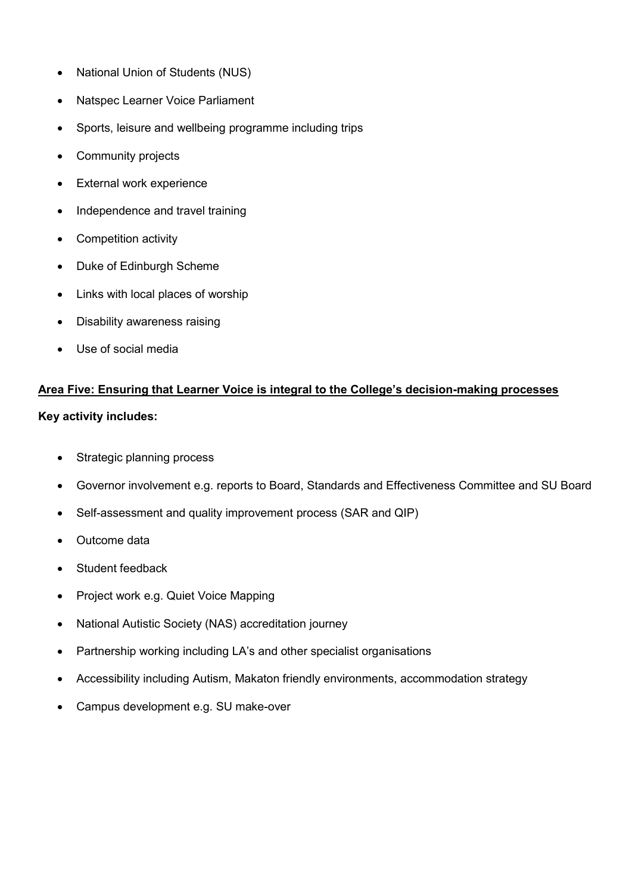- National Union of Students (NUS)
- Natspec Learner Voice Parliament
- Sports, leisure and wellbeing programme including trips
- Community projects
- External work experience
- Independence and travel training
- Competition activity
- Duke of Edinburgh Scheme
- Links with local places of worship
- Disability awareness raising
- Use of social media

**Area Five: Ensuring that Learner Voice is integral to the College's decision-making processes**

**Key activity includes:**

- Strategic planning process
- Governor involvement e.g. reports to Board, Standards and Effectiveness Committee and SU Board
- Self-assessment and quality improvement process (SAR and QIP)
- Outcome data
- Student feedback
- Project work e.g. Quiet Voice Mapping
- National Autistic Society (NAS) accreditation journey
- Partnership working including LA's and other specialist organisations
- Accessibility including Autism, Makaton friendly environments, accommodation strategy
- Campus development e.g. SU make-over